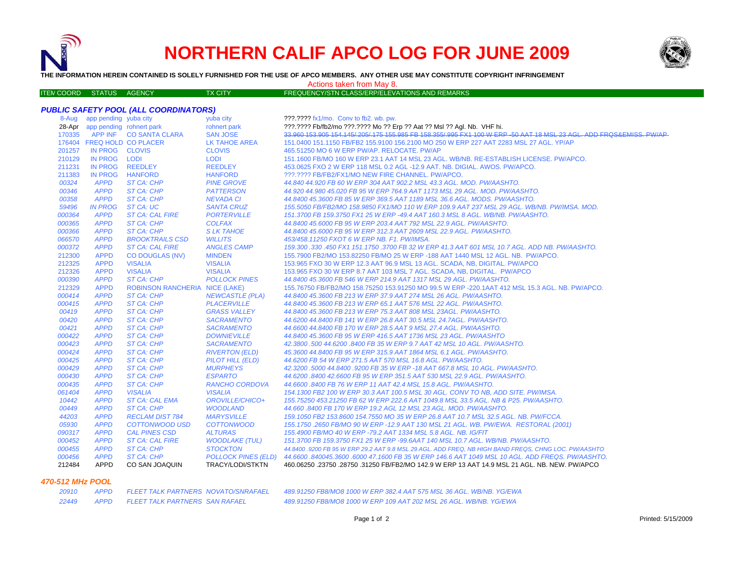# NORTHERN CALIF APCO LOG FOR JUNE 2009

**THE INFORMATION HEREIN CONTAINED IS SOLELY FURNISHED FOR THE USE OF APCO MEMBERS. ANY OTHER USE MAY CONSTITUTE COPYRIGHT INFRINGEMENT**

Actions taken from May 8.

## PUBLIC SAFETY POOL (ALL COORDINATORS)

| ITEM COORD | STATUS | AGENCY | TX CITY | FREQUENCY/STN CLASS/ERP/ELEVATIONS AND REMARKS |
|---|---|---|---|---|
| 8-Aug | app pending | yuba city | yuba city | ???.???? fx1/mo. Conv to fb2. wb. pw. |
| 28-Apr | app pending | rohnert park | rohnert park | ???.???? Fb/fb2/mo ???.???? Mo ?? Erp ?? Aat ?? Msl ?? Agl. Nb. VHF hi. |
| 170335 | APP INF | CO SANTA CLARA | SAN JOSE | ~~33.960 153.905 154.145/.205/.175 155.985 FB 158.355/.995 FX1 100 W ERP -50 AAT 18 MSL 23 AGL. ADD FRQS&EMISS. PW/AP~~ |
| 176404 | FREQ HOLD | CO PLACER | LK TAHOE AREA | 151.0400 151.1150 FB/FB2 155.9100 156.2100 MO 250 W ERP 227 AAT 2283 MSL 27 AGL. YP/AP |
| 201257 | IN PROG | CLOVIS | CLOVIS | 465.51250 MO 6 W ERP PW/AP. RELOCATE. PW/AP |
| 210129 | IN PROG | LODI | LODI | 151.1600 FB/MO 160 W ERP 23.1 AAT 14 MSL 23 AGL. WB/NB. RE-ESTABLISH LICENSE. PW/APCO. |
| 211231 | IN PROG | REEDLEY | REEDLEY | 453.0625 FXO 2 W ERP 118 MSL 0.2 AGL -12.9 AAT. NB. DIGIAL. AWOS. PW/APCO. |
| 211383 | IN PROG | HANFORD | HANFORD | ???.???? FB/FB2/FX1/MO NEW FIRE CHANNEL. PW/APCO. |
| *00324* | *APPD* | *ST CA: CHP* | *PINE GROVE* | *44.840 44.920 FB 60 W ERP 304 AAT 902.2 MSL 43.3 AGL. MOD. PW/AASHTO.* |
| *00346* | *APPD* | *ST CA: CHP* | *PATTERSON* | *44.920 44.980 45.020 FB 95 W ERP 764.9 AAT 1173 MSL 29 AGL. MOD. PW/AASHTO.* |
| *00358* | *APPD* | *ST CA: CHP* | *NEVADA CI* | *44.8400 45.3600 FB 85 W ERP 369.5 AAT 1189 MSL 36.6 AGL. MODS. PW/AASHTO.* |
| *59496* | *IN PROG* | *ST CA: UC* | *SANTA CRUZ* | *155.5050 FB/FB2/MO 158.9850 FX1/MO 110 W ERP 109.9 AAT 237 MSL 29 AGL. WB/NB. PW/IMSA. MOD.* |
| *000364* | *APPD* | *ST CA: CAL FIRE* | *PORTERVILLE* | *151.3700 FB 159.3750 FX1 25 W ERP -49.4 AAT 160.3 MSL 8 AGL. WB/NB. PW/AASHTO.* |
| *000365* | *APPD* | *ST CA: CHP* | *COLFAX* | *44.8400 45.6000 FB 95 W ERP 203.4 AAT 792 MSL 22.9 AGL. PW/AASHTO.* |
| *000366* | *APPD* | *ST CA: CHP* | *S LK TAHOE* | *44.8400 45.6000 FB 95 W ERP 312.3 AAT 2609 MSL 22.9 AGL. PW/AASHTO.* |
| *066570* | *APPD* | *BROOKTRAILS CSD* | *WILLITS* | *453/458.11250 FXOT 6 W ERP NB. F1. PW/IMSA.* |
| *000372* | *APPD* | *ST CA: CAL FIRE* | *ANGLES CAMP* | *159.300 .330 .450 FX1 151.1750 .3700 FB 32 W ERP 41.3 AAT 601 MSL 10.7 AGL. ADD NB. PW/AASHTO.* |
| 212300 | APPD | CO DOUGLAS (NV) | MINDEN | 155.7900 FB2/MO 153.82250 FB/MO 25 W ERP -188 AAT 1440 MSL 12 AGL. NB. PW/APCO. |
| 212325 | APPD | VISALIA | VISALIA | 153.965 FXO 30 W ERP 12.3 AAT 96.9 MSL 13 AGL. SCADA, NB, DIGITAL. PW/APCO |
| 212326 | APPD | VISALIA | VISALIA | 153.965 FXO 30 W ERP 8.7 AAT 103 MSL 7 AGL. SCADA, NB, DIGITAL. PW/APCO |
| *000390* | *APPD* | *ST CA: CHP* | *POLLOCK PINES* | *44.8400 45.3600 FB 546 W ERP 214.9 AAT 1317 MSL 29 AGL. PW/AASHTO.* |
| 212329 | APPD | ROBINSON RANCHERIA | NICE (LAKE) | 155.76750 FB/FB2/MO 158.75250 153.91250 MO 99.5 W ERP -220.1AAT 412 MSL 15.3 AGL. NB. PW/APCO. |
| *000414* | *APPD* | *ST CA: CHP* | *NEWCASTLE (PLA)* | *44.8400 45.3600 FB 213 W ERP 37.9 AAT 274 MSL 26 AGL. PW/AASHTO.* |
| *000415* | *APPD* | *ST CA: CHP* | *PLACERVILLE* | *44.8400 45.3600 FB 213 W ERP 65.1 AAT 576 MSL 22 AGL. PW/AASHTO.* |
| *00419* | *APPD* | *ST CA: CHP* | *GRASS VALLEY* | *44.8400 45.3600 FB 213 W ERP 75.3 AAT 808 MSL 23AGL. PW/AASHTO.* |
| *00420* | *APPD* | *ST CA: CHP* | *SACRAMENTO* | *44.6200 44.8400 FB 141 W ERP 26.8 AAT 30.5 MSL 24.7AGL. PW/AASHTO.* |
| *00421* | *APPD* | *ST CA: CHP* | *SACRAMENTO* | *44.6600 44.8400 FB 170 W ERP 28.5 AAT 9 MSL 27.4 AGL. PW/AASHTO.* |
| *000422* | *APPD* | *ST CA: CHP* | *DOWNIEVILLE* | *44.8400 45.3600 FB 95 W ERP 416.5 AAT 1736 MSL 23 AGL. PW/AASHTO* |
| *000423* | *APPD* | *ST CA: CHP* | *SACRAMENTO* | *42.3800 .500 44.6200 .8400 FB 35 W ERP 9.7 AAT 42 MSL 10 AGL. PW/AASHTO.* |
| *000424* | *APPD* | *ST CA: CHP* | *RIVERTON (ELD)* | *45.3600 44.8400 FB 95 W ERP 315.9 AAT 1864 MSL 6.1 AGL. PW/AASHTO.* |
| *000425* | *APPD* | *ST CA: CHP* | *PILOT HILL (ELD)* | *44.6200 FB 54 W ERP 271.5 AAT 570 MSL 16.8 AGL. PW/AASHTO.* |
| *000429* | *APPD* | *ST CA: CHP* | *MURPHEYS* | *42.3200 .5000 44.8400 .9200 FB 35 W ERP -18 AAT 667.8 MSL 10 AGL. PW/AASHTO.* |
| *000430* | *APPD* | *ST CA: CHP* | *ESPARTO* | *44.6200 .8400 42.6600 FB 95 W ERP 351.5 AAT 530 MSL 22.9 AGL. PW/AASHTO.* |
| *000435* | *APPD* | *ST CA: CHP* | *RANCHO CORDOVA* | *44.6600 .8400 FB 76 W ERP 11 AAT 42.4 MSL 15.8 AGL. PW/AASHTO.* |
| *061404* | *APPD* | *VISALIA* | *VISALIA* | *154.1300 FB2 100 W ERP 30.3 AAT 100.5 MSL 30 AGL. CONV TO NB, ADD SITE. PW/IMSA.* |
| *10442* | *APPD* | *ST CA: CAL EMA* | *OROVILLE/CHICO+* | *155.75250 453.21250 FB 62 W ERP 222.6 AAT 1049.8 MSL 33.5 AGL. NB & P25. PW/AASHTO.* |
| *00449* | *APPD* | *ST CA: CHP* | *WOODLAND* | *44.660 .8400 FB 170 W ERP 19.2 AGL 12 MSL 23 AGL. MOD. PW/AASHTO.* |
| *44203* | *APPD* | *RECLAM DIST 784* | *MARYSVILLE* | *159.1050 FB2 153.8600 154.7550 MO 35 W ERP 26.8 AAT 10.7 MSL 32.5 AGL. NB. PW/FCCA.* |
| *05930* | *APPD* | *COTTONWOOD USD* | *COTTONWOOD* | *155.1750 .2650 FB/MO 90 W ERP -12.9 AAT 130 MSL 21 AGL. WB. PW/EWA. RESTORAL (2001)* |
| *090317* | *APPD* | *CAL PINES CSD* | *ALTURAS* | *155.4900 FB/MO 40 W ERP -79.2 AAT 1334 MSL 5.8 AGL. NB. IG/FIT* |
| *000452* | *APPD* | *ST CA: CAL FIRE* | *WOODLAKE (TUL)* | *151.3700 FB 159.3750 FX1 25 W ERP -99.6AAT 140 MSL 10.7 AGL. WB/NB. PW/AASHTO.* |
| *000455* | *APPD* | *ST CA: CHP* | *STOCKTON* | *44.8400 .9200 FB 95 W ERP 29.2 AAT 9.8 MSL 29 AGL. ADD FREQ, NB HIGH BAND FREQS, CHNG LOC. PW/AASHTO* |
| *000456* | *APPD* | *ST CA: CHP* | *POLLOCK PINES (ELD)* | *44.6600 .840045.3600 .6000 47.1600 FB 35 W ERP 146.6 AAT 1049 MSL 10 AGL. ADD FREQS. PW/AASHTO.* |
| 212484 | APPD | CO SAN JOAQUIN | TRACY/LODI/STKTN | 460.06250 .23750 .28750 .31250 FB/FB2/MO 142.9 W ERP 13 AAT 14.9 MSL 21 AGL. NB. NEW. PW/APCO |

## 470-512 MHz POOL

| ITEM COORD | STATUS | AGENCY | TX CITY | FREQUENCY/STN CLASS/ERP/ELEVATIONS AND REMARKS |
|---|---|---|---|---|
| *20910* | *APPD* | *FLEET TALK PARTNERS* | *NOVATO/SNRAFAEL* | *489.91250 FB8/MO8 1000 W ERP 382.4 AAT 575 MSL 36 AGL. WB/NB. YG/EWA* |
| *22449* | *APPD* | *FLEET TALK PARTNERS* | *SAN RAFAEL* | *489.91250 FB8/MO8 1000 W ERP 109 AAT 202 MSL 26 AGL. WB/NB. YG/EWA* |

Printed: 5/15/2009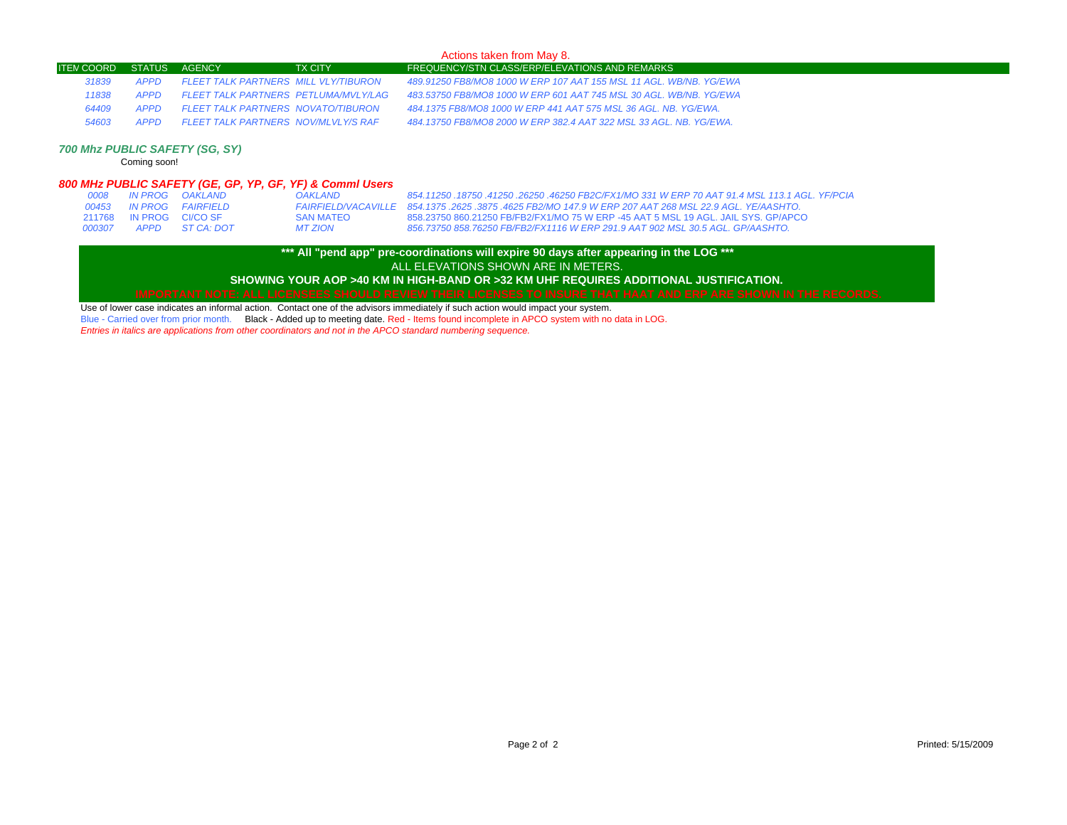Actions taken from May 8.

| ITEM COORD | STATUS | AGENCY | TX CITY | FREQUENCY/STN CLASS/ERP/ELEVATIONS AND REMARKS |
|---|---|---|---|---|
| *31839* | *APPD* | *FLEET TALK PARTNERS* | *MILL VLY/TIBURON* | *489.91250 FB8/MO8 1000 W ERP 107 AAT 155 MSL 11 AGL. WB/NB. YG/EWA* |
| *11838* | *APPD* | *FLEET TALK PARTNERS* | *PETLUMA/MVLY/LAG* | *483.53750 FB8/MO8 1000 W ERP 601 AAT 745 MSL 30 AGL. WB/NB. YG/EWA* |
| *64409* | *APPD* | *FLEET TALK PARTNERS* | *NOVATO/TIBURON* | *484.1375 FB8/MO8 1000 W ERP 441 AAT 575 MSL 36 AGL. NB. YG/EWA.* |
| *54603* | *APPD* | *FLEET TALK PARTNERS* | *NOV/MLVLY/S RAF* | *484.13750 FB8/MO8 2000 W ERP 382.4 AAT 322 MSL 33 AGL. NB. YG/EWA.* |

### *700 Mhz PUBLIC SAFETY (SG, SY)*

Coming soon!

### *800 MHz PUBLIC SAFETY (GE, GP, YP, GF, YF) & Comml Users*

| | | | | |
|---|---|---|---|---|
| *0008* | *IN PROG* | *OAKLAND* | *OAKLAND* | *854.11250 .18750 .41250 .26250 .46250 FB2C/FX1/MO 331 W ERP 70 AAT 91.4 MSL 113.1 AGL. YF/PCIA* |
| *00453* | *IN PROG* | *FAIRFIELD* | *FAIRFIELD/VACAVILLE* | *854.1375 .2625 .3875 .4625 FB2/MO 147.9 W ERP 207 AAT 268 MSL 22.9 AGL. YE/AASHTO.* |
| 211768 | IN PROG | CI/CO SF | SAN MATEO | 858.23750 860.21250 FB/FB2/FX1/MO 75 W ERP -45 AAT 5 MSL 19 AGL. JAIL SYS. GP/APCO |
| *000307* | *APPD* | *ST CA: DOT* | *MT ZION* | *856.73750 858.76250 FB/FB2/FX1116 W ERP 291.9 AAT 902 MSL 30.5 AGL. GP/AASHTO.* |

**\*\*\* All "pend app" pre-coordinations will expire 90 days after appearing in the LOG \*\*\***

ALL ELEVATIONS SHOWN ARE IN METERS.

**SHOWING YOUR AOP >40 KM IN HIGH-BAND OR >32 KM UHF REQUIRES ADDITIONAL JUSTIFICATION.**

**IMPORTANT NOTE: ALL LICENSEES SHOULD REVIEW THEIR LICENSES TO INSURE THAT HAAT AND ERP ARE SHOWN IN THE RECORDS.**

Use of lower case indicates an informal action. Contact one of the advisors immediately if such action would impact your system.

Blue - Carried over from prior month. Black - Added up to meeting date. Red - Items found incomplete in APCO system with no data in LOG.

*Entries in italics are applications from other coordinators and not in the APCO standard numbering sequence.*

Printed: 5/15/2009